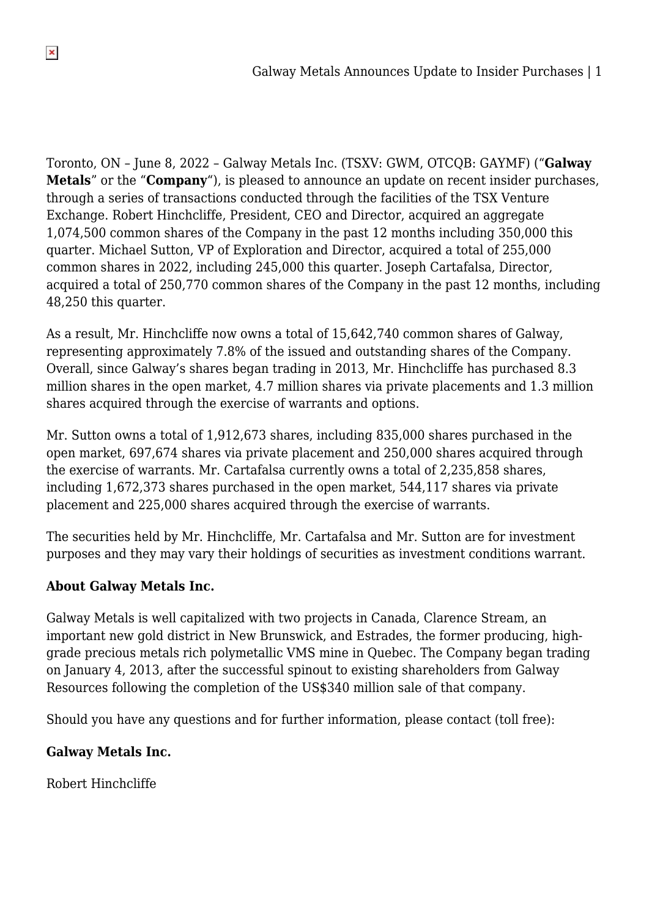Toronto, ON – June 8, 2022 – Galway Metals Inc. (TSXV: GWM, OTCQB: GAYMF) ("**Galway Metals**" or the "**Company**"), is pleased to announce an update on recent insider purchases, through a series of transactions conducted through the facilities of the TSX Venture Exchange. Robert Hinchcliffe, President, CEO and Director, acquired an aggregate 1,074,500 common shares of the Company in the past 12 months including 350,000 this quarter. Michael Sutton, VP of Exploration and Director, acquired a total of 255,000 common shares in 2022, including 245,000 this quarter. Joseph Cartafalsa, Director, acquired a total of 250,770 common shares of the Company in the past 12 months, including 48,250 this quarter.

As a result, Mr. Hinchcliffe now owns a total of 15,642,740 common shares of Galway, representing approximately 7.8% of the issued and outstanding shares of the Company. Overall, since Galway's shares began trading in 2013, Mr. Hinchcliffe has purchased 8.3 million shares in the open market, 4.7 million shares via private placements and 1.3 million shares acquired through the exercise of warrants and options.

Mr. Sutton owns a total of 1,912,673 shares, including 835,000 shares purchased in the open market, 697,674 shares via private placement and 250,000 shares acquired through the exercise of warrants. Mr. Cartafalsa currently owns a total of 2,235,858 shares, including 1,672,373 shares purchased in the open market, 544,117 shares via private placement and 225,000 shares acquired through the exercise of warrants.

The securities held by Mr. Hinchcliffe, Mr. Cartafalsa and Mr. Sutton are for investment purposes and they may vary their holdings of securities as investment conditions warrant.

**About Galway Metals Inc.**

Galway Metals is well capitalized with two projects in Canada, Clarence Stream, an important new gold district in New Brunswick, and Estrades, the former producing, high-grade precious metals rich polymetallic VMS mine in Quebec. The Company began trading on January 4, 2013, after the successful spinout to existing shareholders from Galway Resources following the completion of the US$340 million sale of that company.

Should you have any questions and for further information, please contact (toll free):

**Galway Metals Inc.**

Robert Hinchcliffe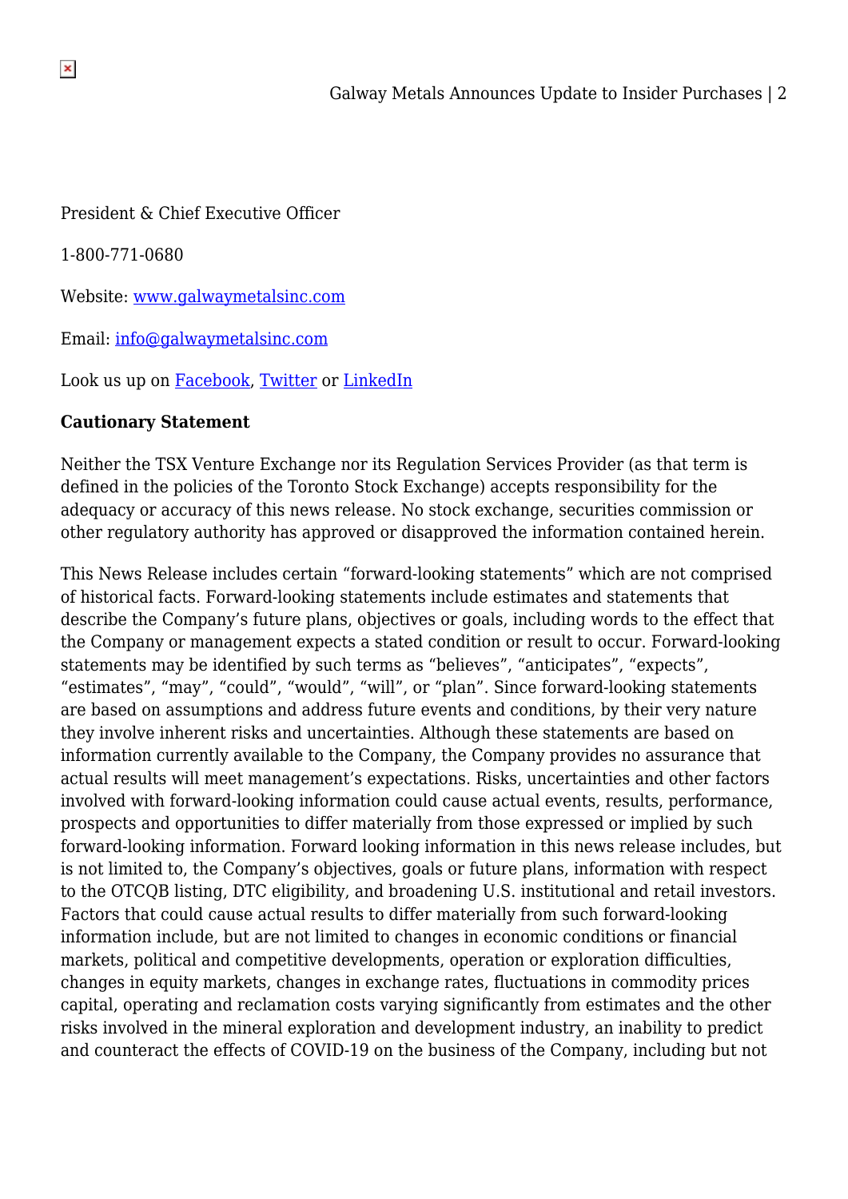President & Chief Executive Officer

1-800-771-0680

Website: [www.galwaymetalsinc.com](www.galwaymetalsinc.com)

Email: [info@galwaymetalsinc.com](mailto:info@galwaymetalsinc.com)

Look us up on Facebook, Twitter or LinkedIn

**Cautionary Statement**

Neither the TSX Venture Exchange nor its Regulation Services Provider (as that term is defined in the policies of the Toronto Stock Exchange) accepts responsibility for the adequacy or accuracy of this news release. No stock exchange, securities commission or other regulatory authority has approved or disapproved the information contained herein.

This News Release includes certain "forward-looking statements" which are not comprised of historical facts. Forward-looking statements include estimates and statements that describe the Company's future plans, objectives or goals, including words to the effect that the Company or management expects a stated condition or result to occur. Forward-looking statements may be identified by such terms as "believes", "anticipates", "expects", "estimates", "may", "could", "would", "will", or "plan". Since forward-looking statements are based on assumptions and address future events and conditions, by their very nature they involve inherent risks and uncertainties. Although these statements are based on information currently available to the Company, the Company provides no assurance that actual results will meet management's expectations. Risks, uncertainties and other factors involved with forward-looking information could cause actual events, results, performance, prospects and opportunities to differ materially from those expressed or implied by such forward-looking information. Forward looking information in this news release includes, but is not limited to, the Company's objectives, goals or future plans, information with respect to the OTCQB listing, DTC eligibility, and broadening U.S. institutional and retail investors. Factors that could cause actual results to differ materially from such forward-looking information include, but are not limited to changes in economic conditions or financial markets, political and competitive developments, operation or exploration difficulties, changes in equity markets, changes in exchange rates, fluctuations in commodity prices capital, operating and reclamation costs varying significantly from estimates and the other risks involved in the mineral exploration and development industry, an inability to predict and counteract the effects of COVID-19 on the business of the Company, including but not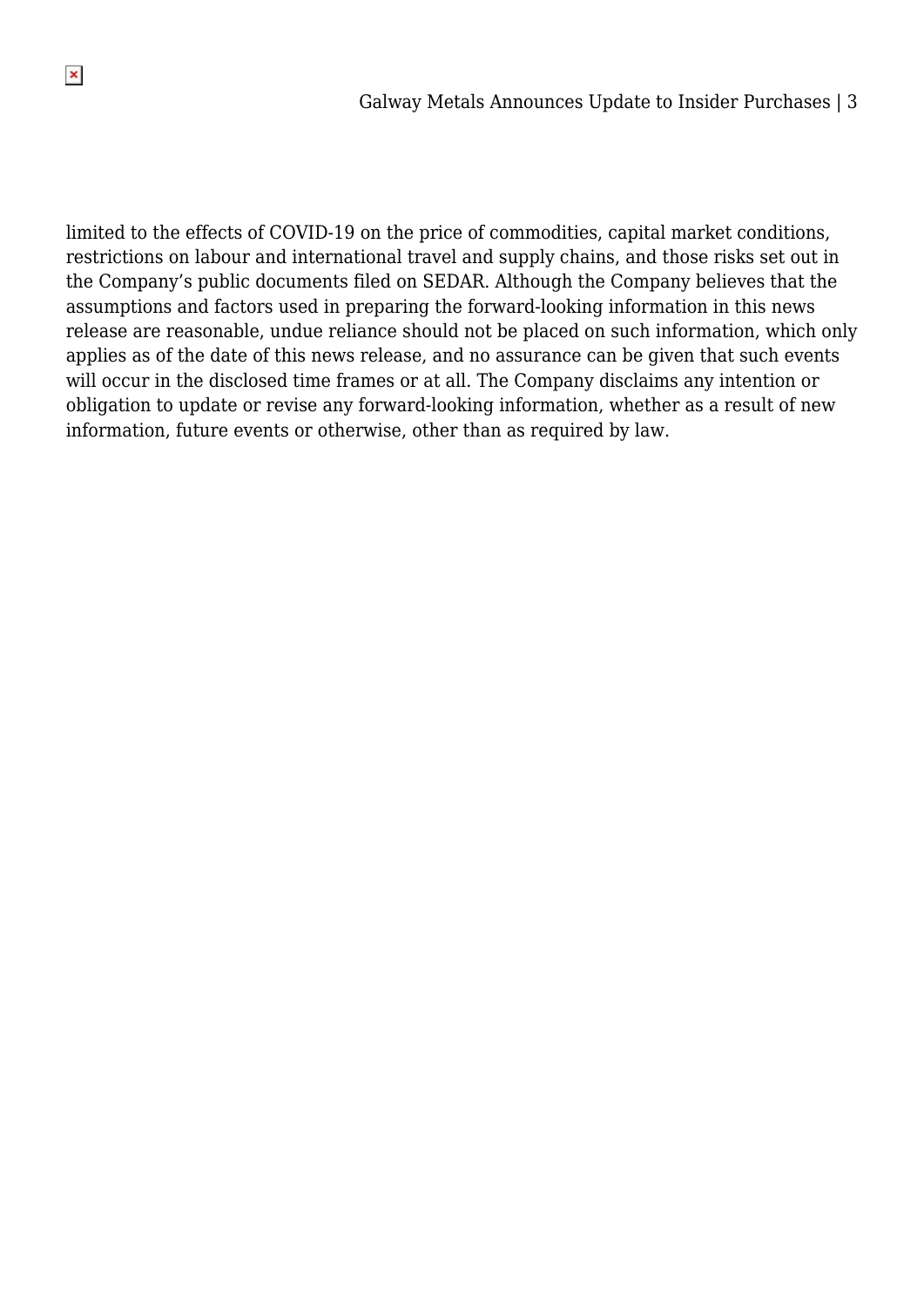limited to the effects of COVID-19 on the price of commodities, capital market conditions, restrictions on labour and international travel and supply chains, and those risks set out in the Company's public documents filed on SEDAR. Although the Company believes that the assumptions and factors used in preparing the forward-looking information in this news release are reasonable, undue reliance should not be placed on such information, which only applies as of the date of this news release, and no assurance can be given that such events will occur in the disclosed time frames or at all. The Company disclaims any intention or obligation to update or revise any forward-looking information, whether as a result of new information, future events or otherwise, other than as required by law.